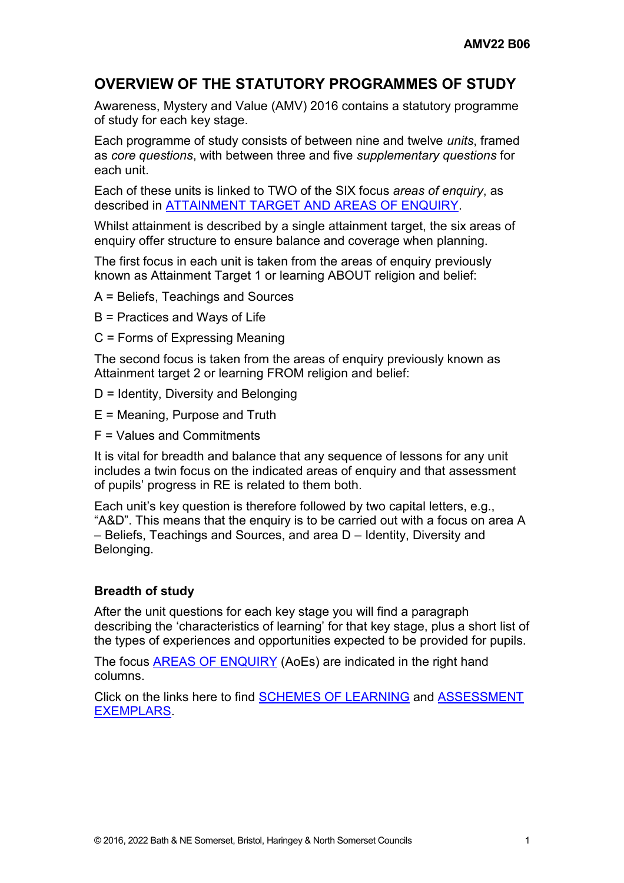# OVERVIEW OF THE STATUTORY PROGRAMMES OF STUDY

Awareness, Mystery and Value (AMV) 2016 contains a statutory programme of study for each key stage.

Each programme of study consists of between nine and twelve *units*, framed as *core questions*, with between three and five *supplementary questions* for each unit.

Each of these units is linked to TWO of the SIX focus *areas of enquiry*, as described in [ATTAINMENT TARGET AND AREAS OF ENQUIRY].

Whilst attainment is described by a single attainment target, the six areas of enquiry offer structure to ensure balance and coverage when planning.

The first focus in each unit is taken from the areas of enquiry previously known as Attainment Target 1 or learning ABOUT religion and belief:

A = Beliefs, Teachings and Sources

B = Practices and Ways of Life

C = Forms of Expressing Meaning

The second focus is taken from the areas of enquiry previously known as Attainment target 2 or learning FROM religion and belief:

D = Identity, Diversity and Belonging

E = Meaning, Purpose and Truth

F = Values and Commitments

It is vital for breadth and balance that any sequence of lessons for any unit includes a twin focus on the indicated areas of enquiry and that assessment of pupils' progress in RE is related to them both.

Each unit's key question is therefore followed by two capital letters, e.g., "A&D". This means that the enquiry is to be carried out with a focus on area A – Beliefs, Teachings and Sources, and area D – Identity, Diversity and Belonging.

### Breadth of study

After the unit questions for each key stage you will find a paragraph describing the 'characteristics of learning' for that key stage, plus a short list of the types of experiences and opportunities expected to be provided for pupils.

The focus [AREAS OF ENQUIRY] (AoEs) are indicated in the right hand columns.

Click on the links here to find [SCHEMES OF LEARNING] and [ASSESSMENT EXEMPLARS].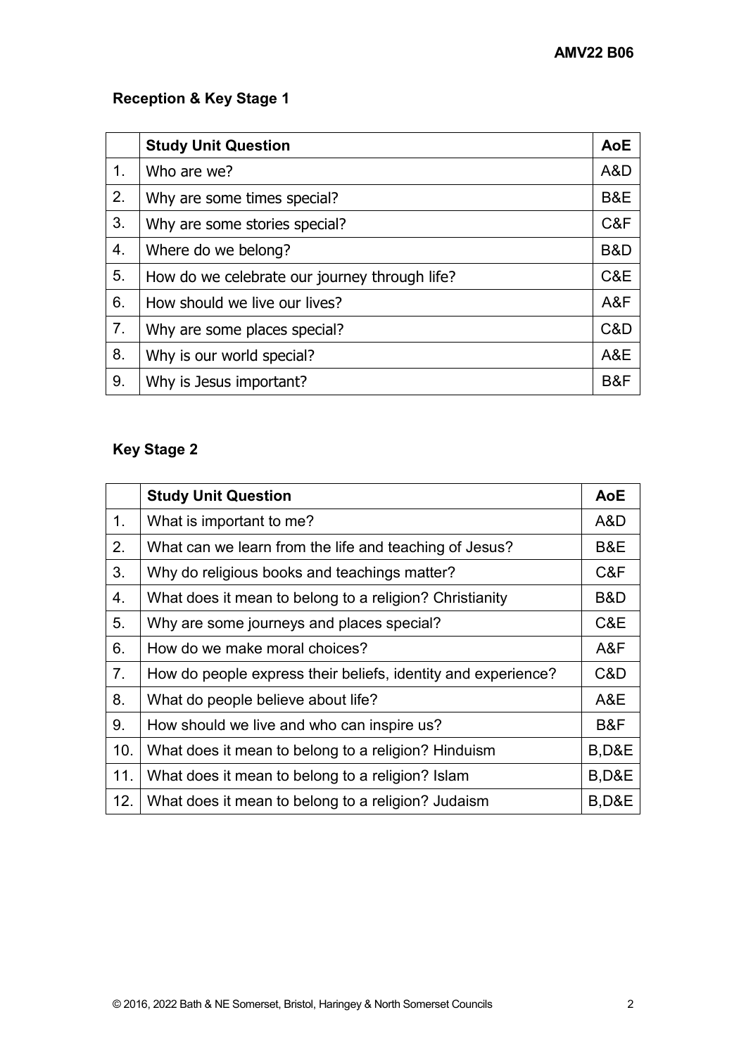## Reception & Key Stage 1

| | Study Unit Question | AoE |
|---|---|---|
| 1. | Who are we? | A&D |
| 2. | Why are some times special? | B&E |
| 3. | Why are some stories special? | C&F |
| 4. | Where do we belong? | B&D |
| 5. | How do we celebrate our journey through life? | C&E |
| 6. | How should we live our lives? | A&F |
| 7. | Why are some places special? | C&D |
| 8. | Why is our world special? | A&E |
| 9. | Why is Jesus important? | B&F |

## Key Stage 2

| | Study Unit Question | AoE |
|---|---|---|
| 1. | What is important to me? | A&D |
| 2. | What can we learn from the life and teaching of Jesus? | B&E |
| 3. | Why do religious books and teachings matter? | C&F |
| 4. | What does it mean to belong to a religion? Christianity | B&D |
| 5. | Why are some journeys and places special? | C&E |
| 6. | How do we make moral choices? | A&F |
| 7. | How do people express their beliefs, identity and experience? | C&D |
| 8. | What do people believe about life? | A&E |
| 9. | How should we live and who can inspire us? | B&F |
| 10. | What does it mean to belong to a religion? Hinduism | B,D&E |
| 11. | What does it mean to belong to a religion? Islam | B,D&E |
| 12. | What does it mean to belong to a religion? Judaism | B,D&E |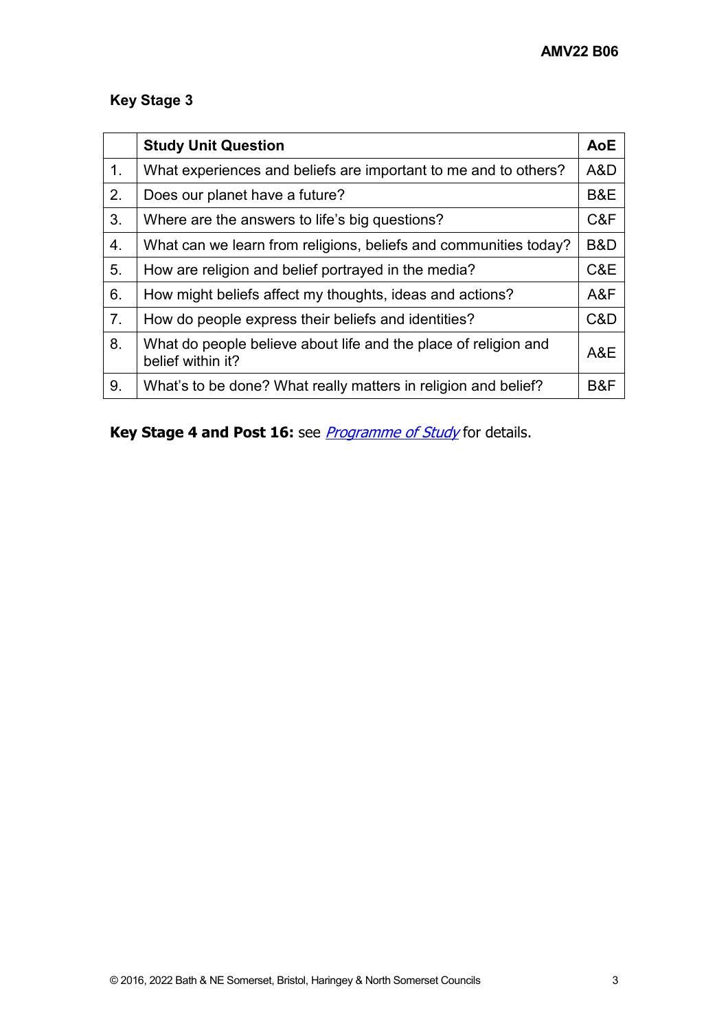## Key Stage 3

| | Study Unit Question | AoE |
|---|---|---|
| 1. | What experiences and beliefs are important to me and to others? | A&D |
| 2. | Does our planet have a future? | B&E |
| 3. | Where are the answers to life's big questions? | C&F |
| 4. | What can we learn from religions, beliefs and communities today? | B&D |
| 5. | How are religion and belief portrayed in the media? | C&E |
| 6. | How might beliefs affect my thoughts, ideas and actions? | A&F |
| 7. | How do people express their beliefs and identities? | C&D |
| 8. | What do people believe about life and the place of religion and belief within it? | A&E |
| 9. | What's to be done? What really matters in religion and belief? | B&F |

**Key Stage 4 and Post 16:** see *Programme of Study* for details.

© 2016, 2022 Bath & NE Somerset, Bristol, Haringey & North Somerset Councils